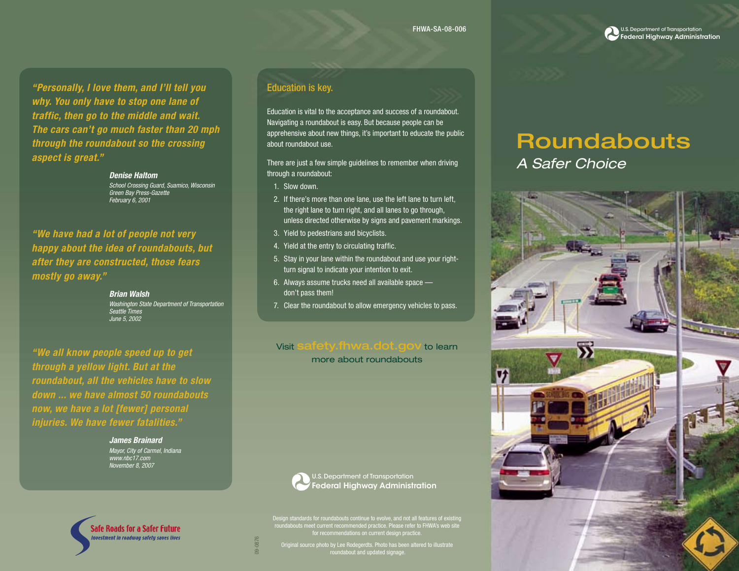FHWA-SA-08-006

U.S. Department of Transportation
Federal Highway Administration

# Roundabouts

## *A Safer Choice*

***"Personally, I love them, and I'll tell you why. You only have to stop one lane of traffic, then go to the middle and wait. The cars can't go much faster than 20 mph through the roundabout so the crossing aspect is great."***

***Denise Haltom***
*School Crossing Guard, Suamico, Wisconsin*
*Green Bay Press-Gazette*
*February 6, 2001*

***"We have had a lot of people not very happy about the idea of roundabouts, but after they are constructed, those fears mostly go away."***

***Brian Walsh***
*Washington State Department of Transportation*
*Seattle Times*
*June 5, 2002*

***"We all know people speed up to get through a yellow light. But at the roundabout, all the vehicles have to slow down ... we have almost 50 roundabouts now, we have a lot [fewer] personal injuries. We have fewer fatalities."***

***James Brainard***
*Mayor, City of Carmel, Indiana*
*www.nbc17.com*
*November 8, 2007*

Safe Roads for a Safer Future
*Investment in roadway safety saves lives*

## Education is key.

Education is vital to the acceptance and success of a roundabout. Navigating a roundabout is easy. But because people can be apprehensive about new things, it's important to educate the public about roundabout use.

There are just a few simple guidelines to remember when driving through a roundabout:

1. Slow down.
2. If there's more than one lane, use the left lane to turn left, the right lane to turn right, and all lanes to go through, unless directed otherwise by signs and pavement markings.
3. Yield to pedestrians and bicyclists.
4. Yield at the entry to circulating traffic.
5. Stay in your lane within the roundabout and use your right-turn signal to indicate your intention to exit.
6. Always assume trucks need all available space — don't pass them!
7. Clear the roundabout to allow emergency vehicles to pass.

Visit **safety.fhwa.dot.gov** to learn more about roundabouts

U.S. Department of Transportation
Federal Highway Administration

Design standards for roundabouts continue to evolve, and not all features of existing roundabouts meet current recommended practice. Please refer to FHWA's web site for recommendations on current design practice.

Original source photo by Lee Rodegerdts. Photo has been altered to illustrate roundabout and updated signage.

09-0876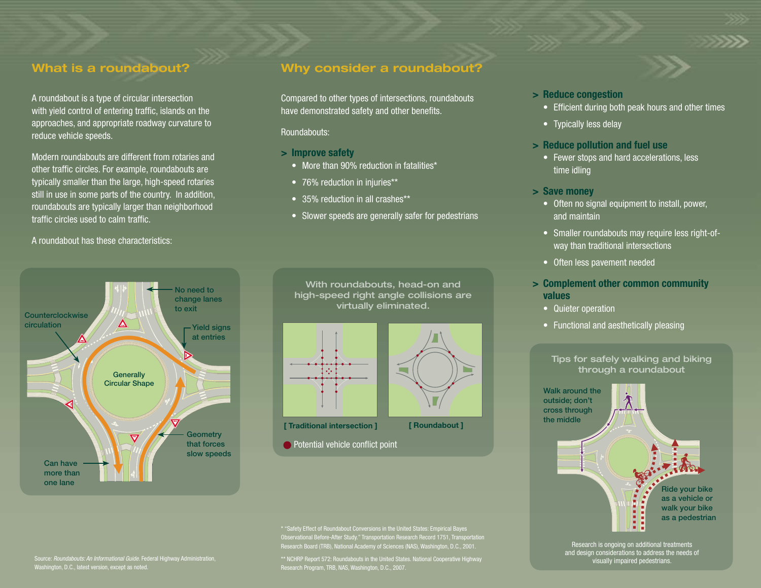## What is a roundabout?

A roundabout is a type of circular intersection with yield control of entering traffic, islands on the approaches, and appropriate roadway curvature to reduce vehicle speeds.

Modern roundabouts are different from rotaries and other traffic circles. For example, roundabouts are typically smaller than the large, high-speed rotaries still in use in some parts of the country. In addition, roundabouts are typically larger than neighborhood traffic circles used to calm traffic.

A roundabout has these characteristics:

Counterclockwise circulation

No need to change lanes to exit

Yield signs at entries

Generally Circular Shape

Geometry that forces slow speeds

Can have more than one lane

## Why consider a roundabout?

Compared to other types of intersections, roundabouts have demonstrated safety and other benefits.

Roundabouts:

**> Improve safety**

- More than 90% reduction in fatalities*
- 76% reduction in injuries**
- 35% reduction in all crashes**
- Slower speeds are generally safer for pedestrians

**> Reduce congestion**

- Efficient during both peak hours and other times
- Typically less delay

**> Reduce pollution and fuel use**

- Fewer stops and hard accelerations, less time idling

**> Save money**

- Often no signal equipment to install, power, and maintain
- Smaller roundabouts may require less right-of-way than traditional intersections
- Often less pavement needed

**> Complement other common community values**

- Quieter operation
- Functional and aesthetically pleasing

With roundabouts, head-on and high-speed right angle collisions are virtually eliminated.

[ Traditional intersection ]

[ Roundabout ]

Potential vehicle conflict point

### Tips for safely walking and biking through a roundabout

Walk around the outside; don't cross through the middle

Ride your bike as a vehicle or walk your bike as a pedestrian

Research is ongoing on additional treatments and design considerations to address the needs of visually impaired pedestrians.

Source: *Roundabouts: An Informational Guide*. Federal Highway Administration, Washington, D.C., latest version, except as noted.

* "Safety Effect of Roundabout Conversions in the United States: Empirical Bayes Observational Before-After Study." Transportation Research Record 1751, Transportation Research Board (TRB), National Academy of Sciences (NAS), Washington, D.C., 2001.

** NCHRP Report 572: Roundabouts in the United States. National Cooperative Highway Research Program, TRB, NAS, Washington, D.C., 2007.